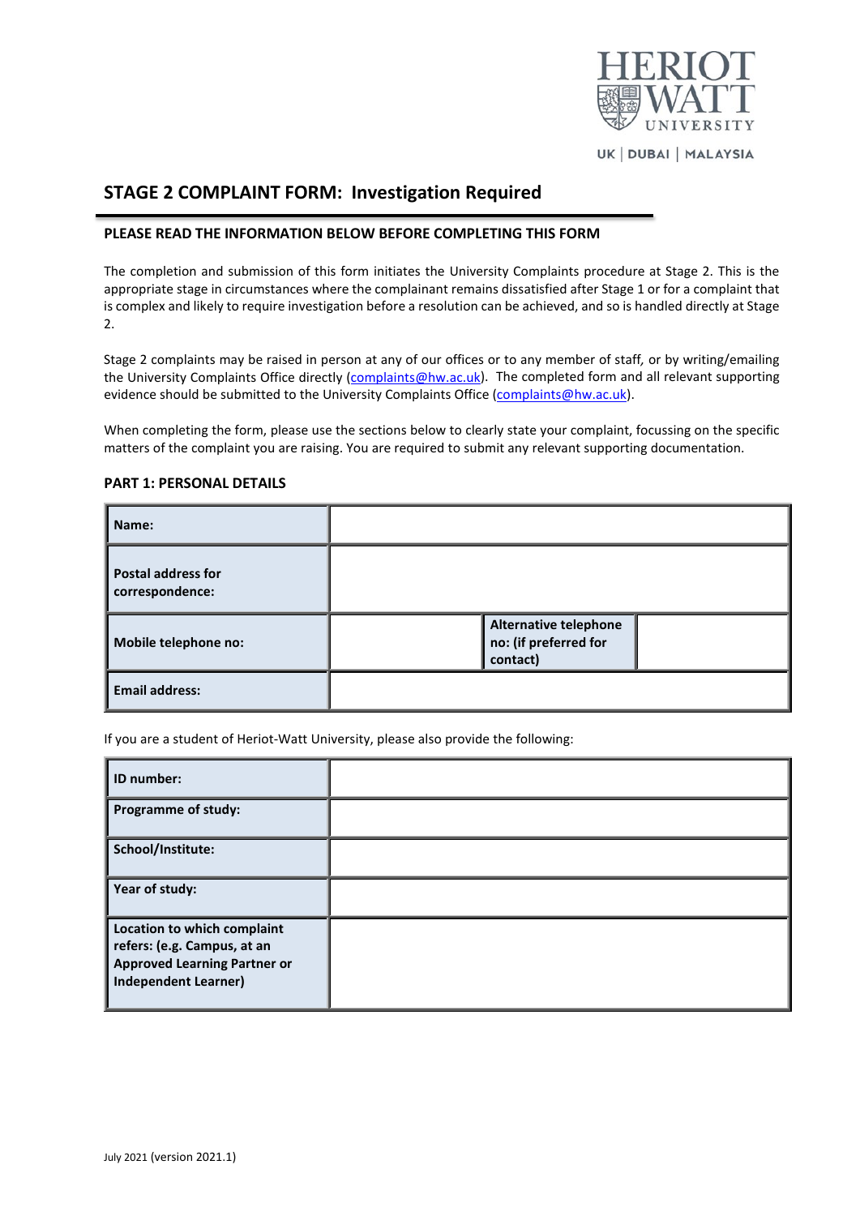HERIOT WATT UNIVERSITY

UK | DUBAI | MALAYSIA

# STAGE 2 COMPLAINT FORM: Investigation Required

**PLEASE READ THE INFORMATION BELOW BEFORE COMPLETING THIS FORM**

The completion and submission of this form initiates the University Complaints procedure at Stage 2. This is the appropriate stage in circumstances where the complainant remains dissatisfied after Stage 1 or for a complaint that is complex and likely to require investigation before a resolution can be achieved, and so is handled directly at Stage 2.

Stage 2 complaints may be raised in person at any of our offices or to any member of staff, or by writing/emailing the University Complaints Office directly (complaints@hw.ac.uk). The completed form and all relevant supporting evidence should be submitted to the University Complaints Office (complaints@hw.ac.uk).

When completing the form, please use the sections below to clearly state your complaint, focussing on the specific matters of the complaint you are raising. You are required to submit any relevant supporting documentation.

**PART 1: PERSONAL DETAILS**

| | | | |
|---|---|---|---|
| **Name:** | | | |
| **Postal address for correspondence:** | | | |
| **Mobile telephone no:** | | **Alternative telephone no: (if preferred for contact)** | |
| **Email address:** | | | |

If you are a student of Heriot-Watt University, please also provide the following:

| | |
|---|---|
| **ID number:** | |
| **Programme of study:** | |
| **School/Institute:** | |
| **Year of study:** | |
| **Location to which complaint refers: (e.g. Campus, at an Approved Learning Partner or Independent Learner)** | |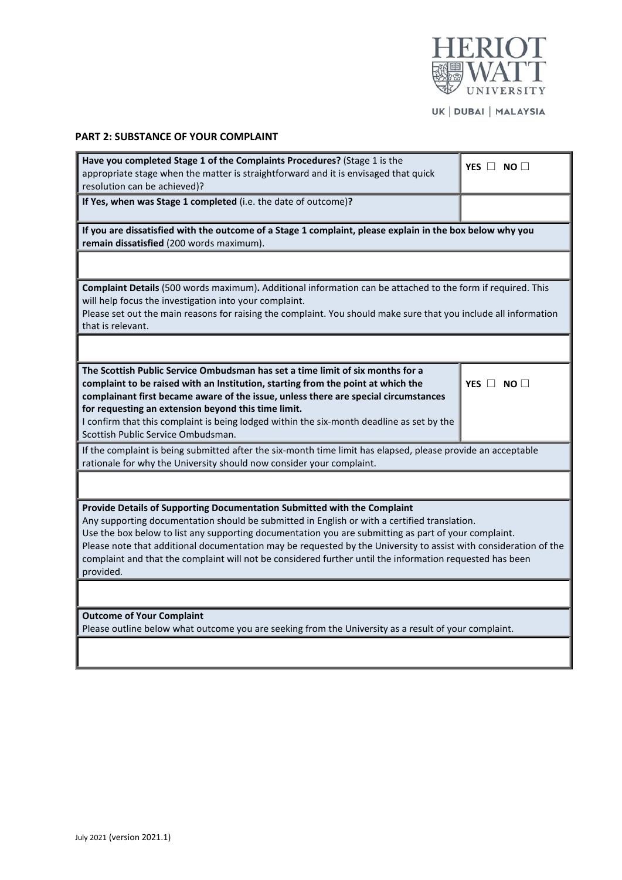## PART 2: SUBSTANCE OF YOUR COMPLAINT

| | |
|---|---|
| **Have you completed Stage 1 of the Complaints Procedures?** (Stage 1 is the appropriate stage when the matter is straightforward and it is envisaged that quick resolution can be achieved)? | **YES** ☐ **NO** ☐ |
| **If Yes, when was Stage 1 completed** (i.e. the date of outcome)**?** | |

**If you are dissatisfied with the outcome of a Stage 1 complaint, please explain in the box below why you remain dissatisfied** (200 words maximum).

| |
|---|
| |

**Complaint Details** (500 words maximum)**.** Additional information can be attached to the form if required. This will help focus the investigation into your complaint.
Please set out the main reasons for raising the complaint. You should make sure that you include all information that is relevant.

| |
|---|
| |

| | |
|---|---|
| **The Scottish Public Service Ombudsman has set a time limit of six months for a complaint to be raised with an Institution, starting from the point at which the complainant first became aware of the issue, unless there are special circumstances for requesting an extension beyond this time limit.** I confirm that this complaint is being lodged within the six-month deadline as set by the Scottish Public Service Ombudsman. | **YES** ☐ **NO** ☐ |

If the complaint is being submitted after the six-month time limit has elapsed, please provide an acceptable rationale for why the University should now consider your complaint.

| |
|---|
| |

**Provide Details of Supporting Documentation Submitted with the Complaint**
Any supporting documentation should be submitted in English or with a certified translation.
Use the box below to list any supporting documentation you are submitting as part of your complaint.
Please note that additional documentation may be requested by the University to assist with consideration of the complaint and that the complaint will not be considered further until the information requested has been provided.

| |
|---|
| |

**Outcome of Your Complaint**
Please outline below what outcome you are seeking from the University as a result of your complaint.

| |
|---|
| |

July 2021 (version 2021.1)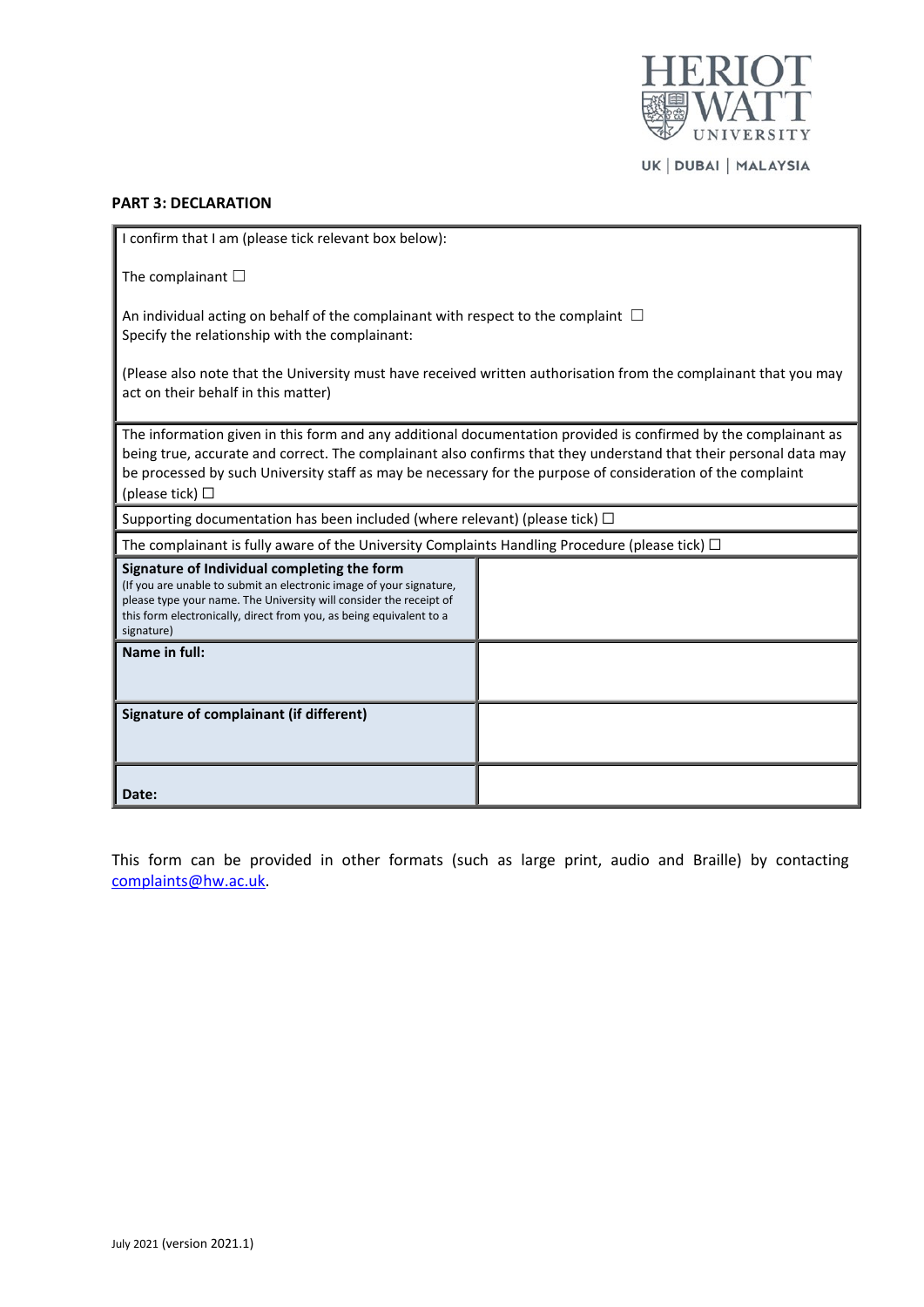## PART 3: DECLARATION

I confirm that I am (please tick relevant box below):

The complainant ☐

An individual acting on behalf of the complainant with respect to the complaint ☐
Specify the relationship with the complainant:

(Please also note that the University must have received written authorisation from the complainant that you may act on their behalf in this matter)

The information given in this form and any additional documentation provided is confirmed by the complainant as being true, accurate and correct. The complainant also confirms that they understand that their personal data may be processed by such University staff as may be necessary for the purpose of consideration of the complaint (please tick) ☐

Supporting documentation has been included (where relevant) (please tick) ☐

The complainant is fully aware of the University Complaints Handling Procedure (please tick) ☐

| | |
|---|---|
| **Signature of Individual completing the form** (If you are unable to submit an electronic image of your signature, please type your name. The University will consider the receipt of this form electronically, direct from you, as being equivalent to a signature) | |
| **Name in full:** | |
| **Signature of complainant (if different)** | |
| **Date:** | |

This form can be provided in other formats (such as large print, audio and Braille) by contacting complaints@hw.ac.uk.

July 2021 (version 2021.1)